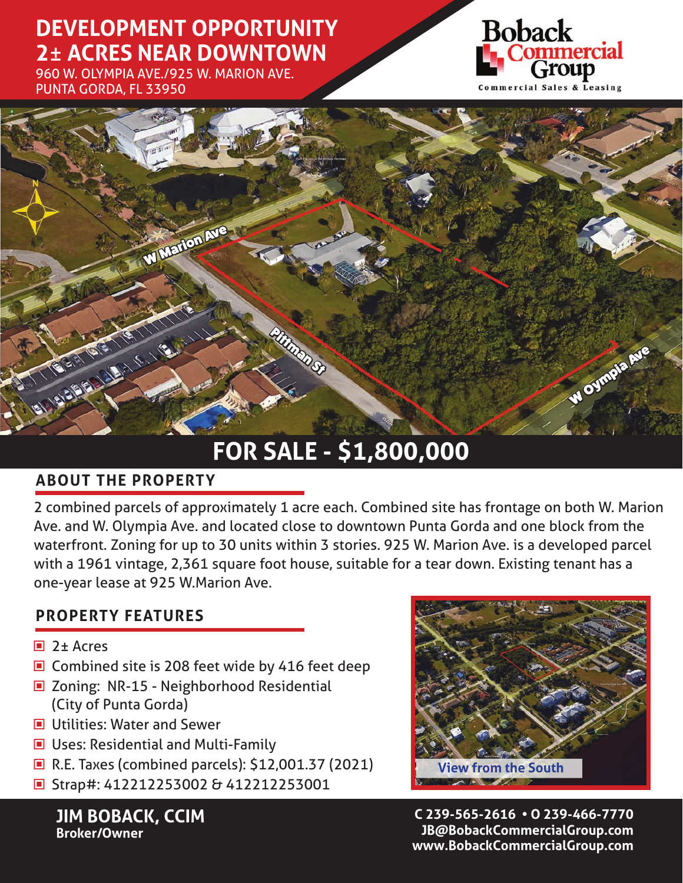# DEVELOPMENT OPPORTUNITY
# 2± ACRES NEAR DOWNTOWN

960 W. OLYMPIA AVE./925 W. MARION AVE.
PUNTA GORDA, FL 33950

**Boback Commercial Group**
Commercial Sales & Leasing

## FOR SALE - $1,800,000

## ABOUT THE PROPERTY

2 combined parcels of approximately 1 acre each. Combined site has frontage on both W. Marion Ave. and W. Olympia Ave. and located close to downtown Punta Gorda and one block from the waterfront. Zoning for up to 30 units within 3 stories. 925 W. Marion Ave. is a developed parcel with a 1961 vintage, 2,361 square foot house, suitable for a tear down. Existing tenant has a one-year lease at 925 W.Marion Ave.

## PROPERTY FEATURES

- 2± Acres
- Combined site is 208 feet wide by 416 feet deep
- Zoning: NR-15 - Neighborhood Residential (City of Punta Gorda)
- Utilities: Water and Sewer
- Uses: Residential and Multi-Family
- R.E. Taxes (combined parcels): $12,001.37 (2021)
- Strap#: 412212253002 & 412212253001

View from the South

**JIM BOBACK, CCIM**
**Broker/Owner**

**C 239-565-2616 • O 239-466-7770**
**JB@BobackCommercialGroup.com**
**www.BobackCommercialGroup.com**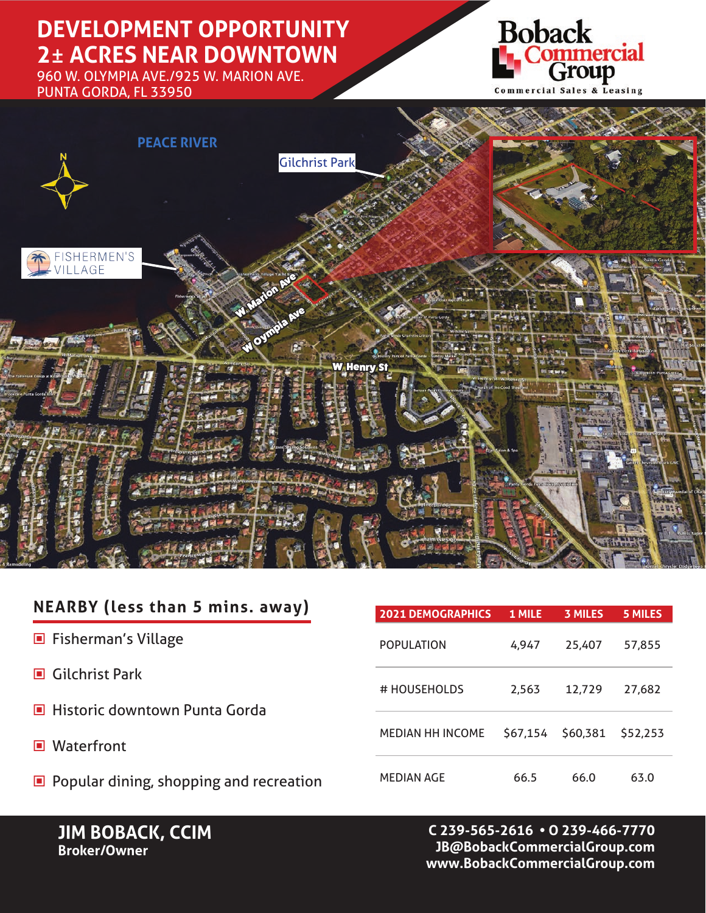# DEVELOPMENT OPPORTUNITY
# 2± ACRES NEAR DOWNTOWN

960 W. OLYMPIA AVE./925 W. MARION AVE.
PUNTA GORDA, FL 33950

Boback Commercial Group
Commercial Sales & Leasing

PEACE RIVER

Gilchrist Park

FISHERMEN'S VILLAGE

W. Marion Ave

W Olympia Ave

W Henry St

## NEARBY (less than 5 mins. away)

- Fisherman's Village
- Gilchrist Park
- Historic downtown Punta Gorda
- Waterfront
- Popular dining, shopping and recreation

| 2021 DEMOGRAPHICS | 1 MILE | 3 MILES | 5 MILES |
|---|---|---|---|
| POPULATION | 4,947 | 25,407 | 57,855 |
| # HOUSEHOLDS | 2,563 | 12,729 | 27,682 |
| MEDIAN HH INCOME | $67,154 | $60,381 | $52,253 |
| MEDIAN AGE | 66.5 | 66.0 | 63.0 |

**JIM BOBACK, CCIM**
**Broker/Owner**

**C 239-565-2616 • O 239-466-7770**
**JB@BobackCommercialGroup.com**
**www.BobackCommercialGroup.com**